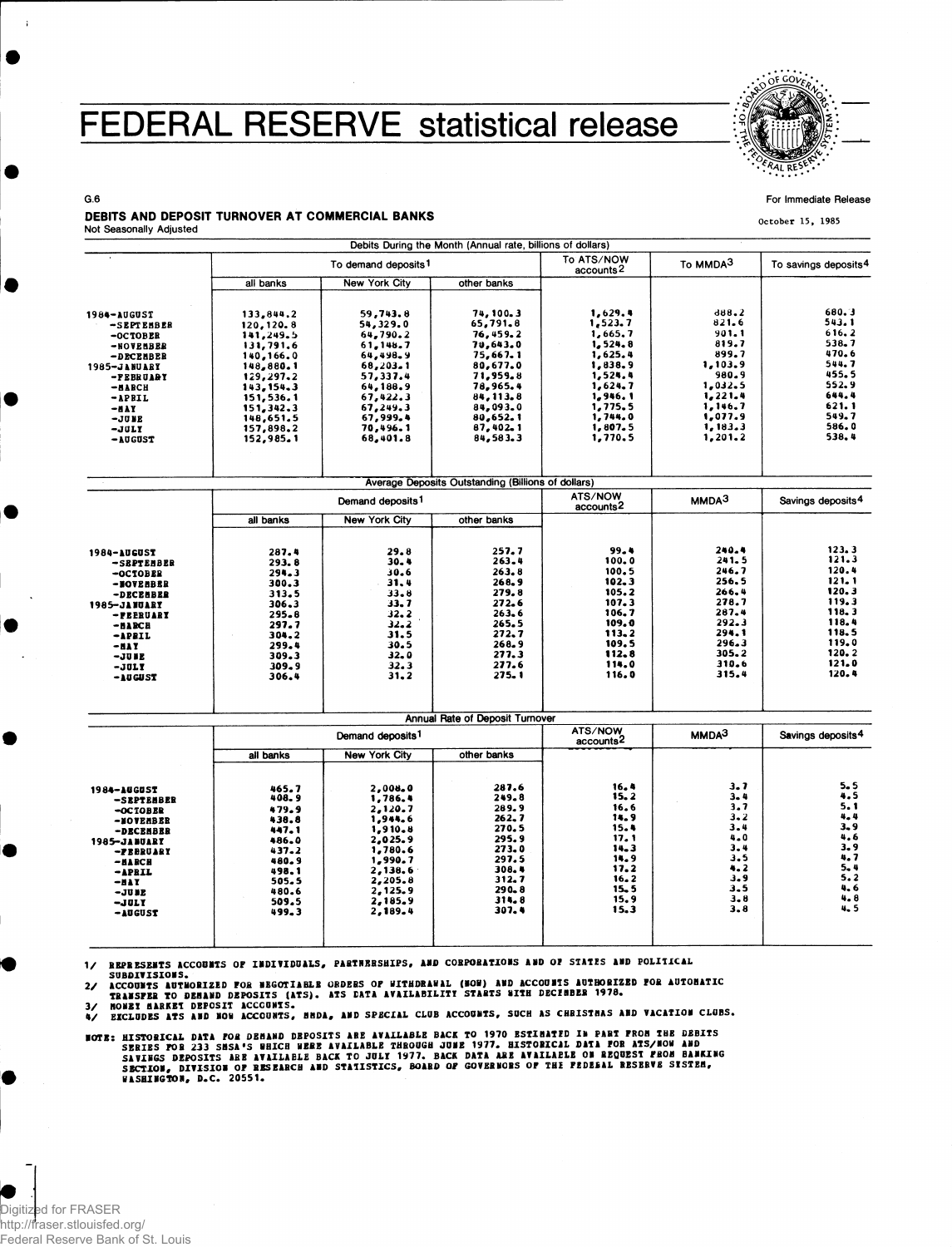# FEDERAL RESERVE statistical release

G.6

For Immediate Release

October 15, 1985

## DEBITS AND DEPOSIT TURNOVER AT COMMERCIAL BANKS

Not Seasonally Adjusted

| | Debits During the Month (Annual rate, billions of dollars) | | | | | |
|---|---|---|---|---|---|---|
| | To demand deposits[1] | | | To ATS/NOW accounts[2] | To MMDA[3] | To savings deposits[4] |
| | all banks | New York City | other banks | | | |
| 1984-AUGUST | 133,844.2 | 59,743.8 | 74,100.3 | 1,629.4 | 888.2 | 680.3 |
| -SEPTEMBER | 120,120.8 | 54,329.0 | 65,791.8 | 1,523.7 | 821.6 | 543.1 |
| -OCTOBER | 141,249.5 | 64,790.2 | 76,459.2 | 1,665.7 | 901.1 | 616.2 |
| -NOVEMBER | 131,791.6 | 61,148.7 | 70,643.0 | 1,524.8 | 819.7 | 538.7 |
| -DECEMBER | 140,166.0 | 64,498.9 | 75,667.1 | 1,625.4 | 899.7 | 470.6 |
| 1985-JANUARY | 148,880.1 | 68,203.1 | 80,677.0 | 1,838.9 | 1,103.9 | 544.7 |
| -FEBRUARY | 129,297.2 | 57,337.4 | 71,959.8 | 1,524.4 | 980.9 | 455.5 |
| -MARCH | 143,154.3 | 64,188.9 | 78,965.4 | 1,624.7 | 1,032.5 | 552.9 |
| -APRIL | 151,536.1 | 67,422.3 | 84,113.8 | 1,946.1 | 1,221.4 | 644.4 |
| -MAY | 151,342.3 | 67,249.3 | 84,093.0 | 1,775.5 | 1,146.7 | 621.1 |
| -JUNE | 148,651.5 | 67,999.4 | 80,652.1 | 1,744.0 | 1,077.9 | 549.7 |
| -JULY | 157,898.2 | 70,496.1 | 87,402.1 | 1,807.5 | 1,183.3 | 586.0 |
| -AUGUST | 152,985.1 | 68,401.8 | 84,583.3 | 1,770.5 | 1,201.2 | 538.4 |

| | Average Deposits Outstanding (Billions of dollars) | | | | | |
|---|---|---|---|---|---|---|
| | Demand deposits[1] | | | ATS/NOW accounts[2] | MMDA[3] | Savings deposits[4] |
| | all banks | New York City | other banks | | | |
| 1984-AUGUST | 287.4 | 29.8 | 257.7 | 99.4 | 240.4 | 123.3 |
| -SEPTEMBER | 293.8 | 30.4 | 263.4 | 100.0 | 241.5 | 121.3 |
| -OCTOBER | 294.3 | 30.6 | 263.8 | 100.5 | 246.7 | 120.4 |
| -NOVEMBER | 300.3 | 31.4 | 268.9 | 102.3 | 256.5 | 121.1 |
| -DECEMBER | 313.5 | 33.8 | 279.8 | 105.2 | 266.4 | 120.3 |
| 1985-JANUARY | 306.3 | 33.7 | 272.6 | 107.3 | 278.7 | 119.3 |
| -FEBRUARY | 295.8 | 32.2 | 263.6 | 106.7 | 287.4 | 118.3 |
| -MARCH | 297.7 | 32.2 | 265.5 | 109.0 | 292.3 | 118.4 |
| -APRIL | 304.2 | 31.5 | 272.7 | 113.2 | 294.1 | 118.5 |
| -MAY | 299.4 | 30.5 | 268.9 | 109.5 | 296.3 | 119.0 |
| -JUNE | 309.3 | 32.0 | 277.3 | 112.8 | 305.2 | 120.2 |
| -JULY | 309.9 | 32.3 | 277.6 | 114.0 | 310.6 | 121.0 |
| -AUGUST | 306.4 | 31.2 | 275.1 | 116.0 | 315.4 | 120.4 |

| | Annual Rate of Deposit Turnover | | | | | |
|---|---|---|---|---|---|---|
| | Demand deposits[1] | | | ATS/NOW accounts[2] | MMDA[3] | Savings deposits[4] |
| | all banks | New York City | other banks | | | |
| 1984-AUGUST | 465.7 | 2,008.0 | 287.6 | 16.4 | 3.7 | 5.5 |
| -SEPTEMBER | 408.9 | 1,786.4 | 249.8 | 15.2 | 3.4 | 4.5 |
| -OCTOBER | 479.9 | 2,120.7 | 289.9 | 16.6 | 3.7 | 5.1 |
| -NOVEMBER | 438.8 | 1,944.6 | 262.7 | 14.9 | 3.2 | 4.4 |
| -DECEMBER | 447.1 | 1,910.8 | 270.5 | 15.4 | 3.4 | 3.9 |
| 1985-JANUARY | 486.0 | 2,025.9 | 295.9 | 17.1 | 4.0 | 4.6 |
| -FEBRUARY | 437.2 | 1,780.6 | 273.0 | 14.3 | 3.4 | 3.9 |
| -MARCH | 480.9 | 1,990.7 | 297.5 | 14.9 | 3.5 | 4.7 |
| -APRIL | 498.1 | 2,138.6 | 308.4 | 17.2 | 4.2 | 5.4 |
| -MAY | 505.5 | 2,205.8 | 312.7 | 16.2 | 3.9 | 5.2 |
| -JUNE | 480.6 | 2,125.9 | 290.8 | 15.5 | 3.5 | 4.6 |
| -JULY | 509.5 | 2,185.9 | 314.8 | 15.9 | 3.8 | 4.8 |
| -AUGUST | 499.3 | 2,189.4 | 307.4 | 15.3 | 3.8 | 4.5 |

1/ REPRESENTS ACCOUNTS OF INDIVIDUALS, PARTNERSHIPS, AND CORPORATIONS AND OF STATES AND POLITICAL SUBDIVISIONS.
2/ ACCOUNTS AUTHORIZED FOR NEGOTIABLE ORDERS OF WITHDRAWAL (NOW) AND ACCOUNTS AUTHORIZED FOR AUTOMATIC TRANSFER TO DEMAND DEPOSITS (ATS). ATS DATA AVAILABILITY STARTS WITH DECEMBER 1978.
3/ MONEY MARKET DEPOSIT ACCOUNTS.
4/ EXCLUDES ATS AND NOW ACCOUNTS, MMDA, AND SPECIAL CLUB ACCOUNTS, SUCH AS CHRISTMAS AND VACATION CLUBS.

NOTE: HISTORICAL DATA FOR DEMAND DEPOSITS ARE AVAILABLE BACK TO 1970 ESTIMATED IN PART FROM THE DEBITS SERIES FOR 233 SMSA'S WHICH WERE AVAILABLE THROUGH JUNE 1977. HISTORICAL DATA FOR ATS/NOW AND SAVINGS DEPOSITS ARE AVAILABLE BACK TO JULY 1977. BACK DATA ARE AVAILABLE ON REQUEST FROM BANKING SECTION, DIVISION OF RESEARCH AND STATISTICS, BOARD OF GOVERNORS OF THE FEDERAL RESERVE SYSTEM, WASHINGTON, D.C. 20551.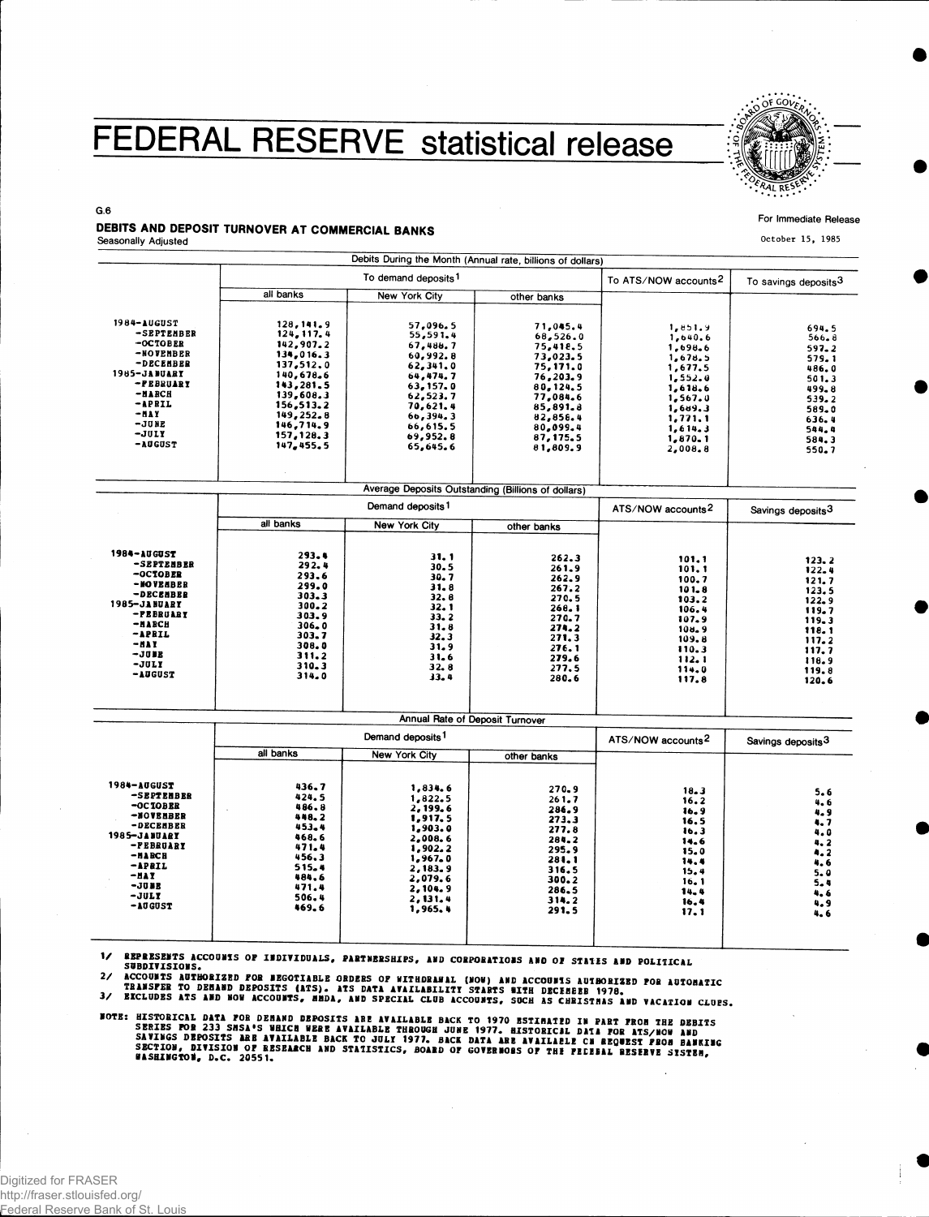# FEDERAL RESERVE statistical release

G.6

**DEBITS AND DEPOSIT TURNOVER AT COMMERCIAL BANKS**
Seasonally Adjusted

For Immediate Release
October 15, 1985

| | Debits During the Month (Annual rate, billions of dollars) | | | | |
|---|---|---|---|---|---|
| | To demand deposits[1] | | | To ATS/NOW accounts[2] | To savings deposits[3] |
| | all banks | New York City | other banks | | |
| 1984-AUGUST | 128,141.9 | 57,096.5 | 71,045.4 | 1,851.9 | 694.5 |
| -SEPTEMBER | 124,117.4 | 55,591.4 | 68,526.0 | 1,640.6 | 566.8 |
| -OCTOBER | 142,907.2 | 67,488.7 | 75,418.5 | 1,698.6 | 597.2 |
| -NOVEMBER | 134,016.3 | 60,992.8 | 73,023.5 | 1,678.5 | 579.1 |
| -DECEMBER | 137,512.0 | 62,341.0 | 75,171.0 | 1,677.5 | 486.0 |
| 1985-JANUARY | 140,678.6 | 64,474.7 | 76,203.9 | 1,552.0 | 501.3 |
| -FEBRUARY | 143,281.5 | 63,157.0 | 80,124.5 | 1,618.6 | 499.8 |
| -MARCH | 139,608.3 | 62,523.7 | 77,084.6 | 1,567.0 | 539.2 |
| -APRIL | 156,513.2 | 70,621.4 | 85,891.8 | 1,689.3 | 589.0 |
| -MAY | 149,252.8 | 66,394.3 | 82,856.4 | 1,771.1 | 636.4 |
| -JUNE | 146,714.9 | 66,615.5 | 80,099.4 | 1,614.3 | 544.4 |
| -JULY | 157,128.3 | 69,952.8 | 87,175.5 | 1,870.1 | 584.3 |
| -AUGUST | 147,455.5 | 65,645.6 | 81,809.9 | 2,008.8 | 550.7 |

| | Average Deposits Outstanding (Billions of dollars) | | | | |
|---|---|---|---|---|---|
| | Demand deposits[1] | | | ATS/NOW accounts[2] | Savings deposits[3] |
| | all banks | New York City | other banks | | |
| 1984-AUGUST | 293.4 | 31.1 | 262.3 | 101.1 | 123.2 |
| -SEPTEMBER | 292.4 | 30.5 | 261.9 | 101.1 | 122.4 |
| -OCTOBER | 293.6 | 30.7 | 262.9 | 100.7 | 121.7 |
| -NOVEMBER | 299.0 | 31.8 | 267.2 | 101.8 | 123.5 |
| -DECEMBER | 303.3 | 32.8 | 270.5 | 103.2 | 122.9 |
| 1985-JANUARY | 300.2 | 32.1 | 268.1 | 106.4 | 119.7 |
| -FEBRUARY | 303.9 | 33.2 | 270.7 | 107.9 | 119.3 |
| -MARCH | 306.0 | 31.8 | 274.2 | 108.9 | 118.1 |
| -APRIL | 303.7 | 32.3 | 271.3 | 109.8 | 117.2 |
| -MAY | 308.0 | 31.9 | 276.1 | 110.3 | 117.7 |
| -JUNE | 311.2 | 31.6 | 279.6 | 112.1 | 118.9 |
| -JULY | 310.3 | 32.8 | 277.5 | 114.0 | 119.8 |
| -AUGUST | 314.0 | 33.4 | 280.6 | 117.8 | 120.6 |

| | Annual Rate of Deposit Turnover | | | | |
|---|---|---|---|---|---|
| | Demand deposits[1] | | | ATS/NOW accounts[2] | Savings deposits[3] |
| | all banks | New York City | other banks | | |
| 1984-AUGUST | 436.7 | 1,834.6 | 270.9 | 18.3 | 5.6 |
| -SEPTEMBER | 424.5 | 1,822.5 | 261.7 | 16.2 | 4.6 |
| -OCTOBER | 486.8 | 2,199.6 | 286.9 | 16.9 | 4.9 |
| -NOVEMBER | 448.2 | 1,917.5 | 273.3 | 16.5 | 4.7 |
| -DECEMBER | 453.4 | 1,903.0 | 277.8 | 16.3 | 4.0 |
| 1985-JANUARY | 468.6 | 2,008.6 | 284.2 | 14.6 | 4.2 |
| -FEBRUARY | 471.4 | 1,902.2 | 295.9 | 15.0 | 4.2 |
| -MARCH | 456.3 | 1,967.0 | 281.1 | 14.4 | 4.6 |
| -APRIL | 515.4 | 2,183.9 | 316.5 | 15.4 | 5.0 |
| -MAY | 484.6 | 2,079.6 | 300.2 | 16.1 | 5.4 |
| -JUNE | 471.4 | 2,104.9 | 286.5 | 14.4 | 4.6 |
| -JULY | 506.4 | 2,131.4 | 314.2 | 16.4 | 4.9 |
| -AUGUST | 469.6 | 1,965.4 | 291.5 | 17.1 | 4.6 |

1/ REPRESENTS ACCOUNTS OF INDIVIDUALS, PARTNERSHIPS, AND CORPORATIONS AND OF STATES AND POLITICAL SUBDIVISIONS.
2/ ACCOUNTS AUTHORIZED FOR NEGOTIABLE ORDERS OF WITHDRAWAL (NOW) AND ACCOUNTS AUTHORIZED FOR AUTOMATIC TRANSFER TO DEMAND DEPOSITS (ATS). ATS DATA AVAILABILITY STARTS WITH DECEMBER 1978.
3/ EXCLUDES ATS AND NOW ACCOUNTS, MMDA, AND SPECIAL CLUB ACCOUNTS, SUCH AS CHRISTMAS AND VACATION CLUBS.

NOTE: HISTORICAL DATA FOR DEMAND DEPOSITS ARE AVAILABLE BACK TO 1970 ESTIMATED IN PART FROM THE DEBITS SERIES FOR 233 SMSA'S WHICH WERE AVAILABLE THROUGH JUNE 1977. HISTORICAL DATA FOR ATS/NOW AND SAVINGS DEPOSITS ARE AVAILABLE BACK TO JULY 1977. BACK DATA ARE AVAILABLE ON REQUEST FROM BANKING SECTION, DIVISION OF RESEARCH AND STATISTICS, BOARD OF GOVERNORS OF THE FEDERAL RESERVE SYSTEM, WASHINGTON, D.C. 20551.